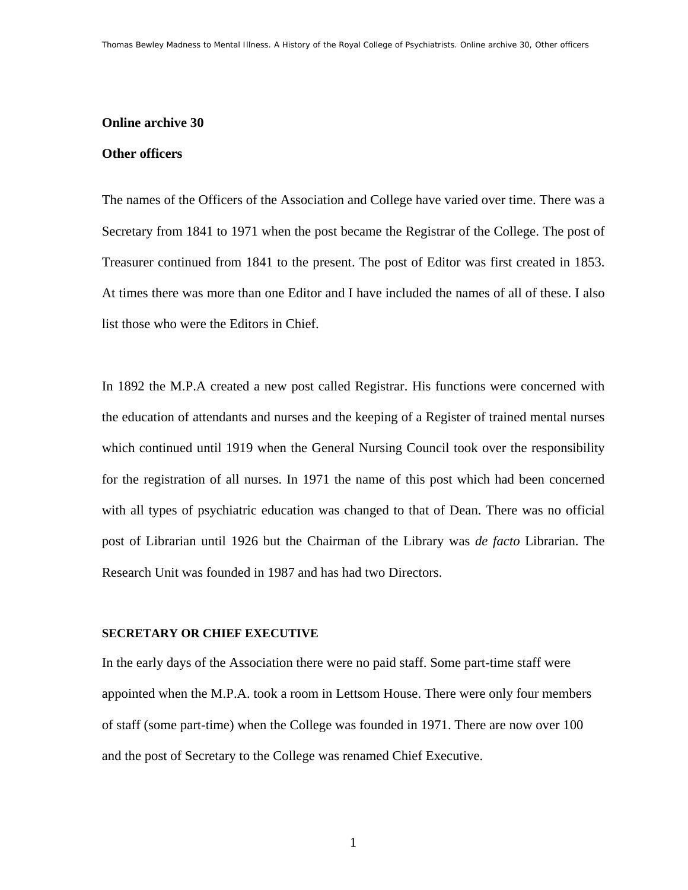## Online archive 30

## Other officers

The names of the Officers of the Association and College have varied over time. There was a Secretary from 1841 to 1971 when the post became the Registrar of the College. The post of Treasurer continued from 1841 to the present. The post of Editor was first created in 1853. At times there was more than one Editor and I have included the names of all of these. I also list those who were the Editors in Chief.

In 1892 the M.P.A created a new post called Registrar. His functions were concerned with the education of attendants and nurses and the keeping of a Register of trained mental nurses which continued until 1919 when the General Nursing Council took over the responsibility for the registration of all nurses. In 1971 the name of this post which had been concerned with all types of psychiatric education was changed to that of Dean. There was no official post of Librarian until 1926 but the Chairman of the Library was *de facto* Librarian. The Research Unit was founded in 1987 and has had two Directors.

### SECRETARY OR CHIEF EXECUTIVE

In the early days of the Association there were no paid staff. Some part-time staff were appointed when the M.P.A. took a room in Lettsom House. There were only four members of staff (some part-time) when the College was founded in 1971. There are now over 100 and the post of Secretary to the College was renamed Chief Executive.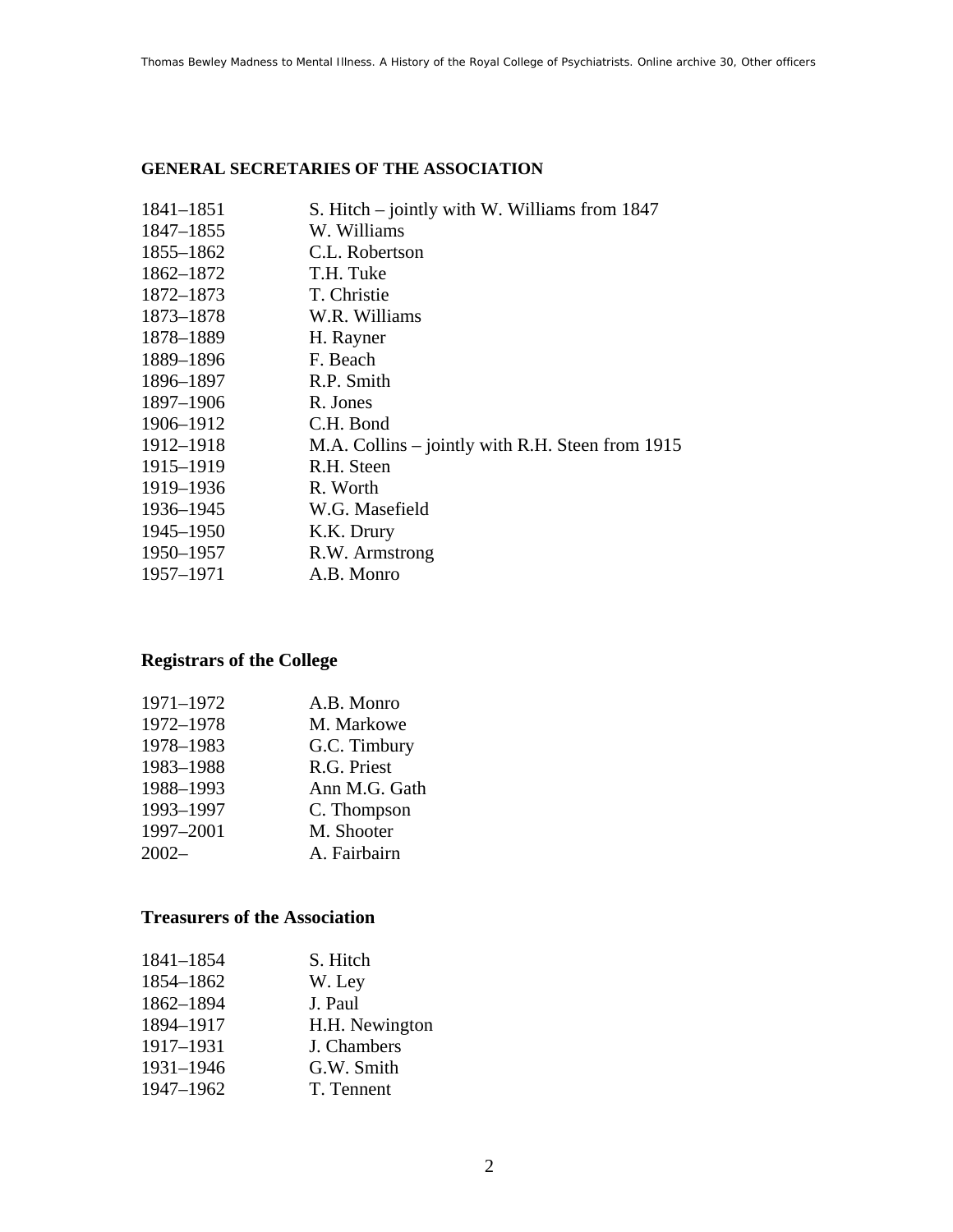## GENERAL SECRETARIES OF THE ASSOCIATION

| | |
|---|---|
| 1841–1851 | S. Hitch – jointly with W. Williams from 1847 |
| 1847–1855 | W. Williams |
| 1855–1862 | C.L. Robertson |
| 1862–1872 | T.H. Tuke |
| 1872–1873 | T. Christie |
| 1873–1878 | W.R. Williams |
| 1878–1889 | H. Rayner |
| 1889–1896 | F. Beach |
| 1896–1897 | R.P. Smith |
| 1897–1906 | R. Jones |
| 1906–1912 | C.H. Bond |
| 1912–1918 | M.A. Collins – jointly with R.H. Steen from 1915 |
| 1915–1919 | R.H. Steen |
| 1919–1936 | R. Worth |
| 1936–1945 | W.G. Masefield |
| 1945–1950 | K.K. Drury |
| 1950–1957 | R.W. Armstrong |
| 1957–1971 | A.B. Monro |

## Registrars of the College

| | |
|---|---|
| 1971–1972 | A.B. Monro |
| 1972–1978 | M. Markowe |
| 1978–1983 | G.C. Timbury |
| 1983–1988 | R.G. Priest |
| 1988–1993 | Ann M.G. Gath |
| 1993–1997 | C. Thompson |
| 1997–2001 | M. Shooter |
| 2002– | A. Fairbairn |

## Treasurers of the Association

| | |
|---|---|
| 1841–1854 | S. Hitch |
| 1854–1862 | W. Ley |
| 1862–1894 | J. Paul |
| 1894–1917 | H.H. Newington |
| 1917–1931 | J. Chambers |
| 1931–1946 | G.W. Smith |
| 1947–1962 | T. Tennent |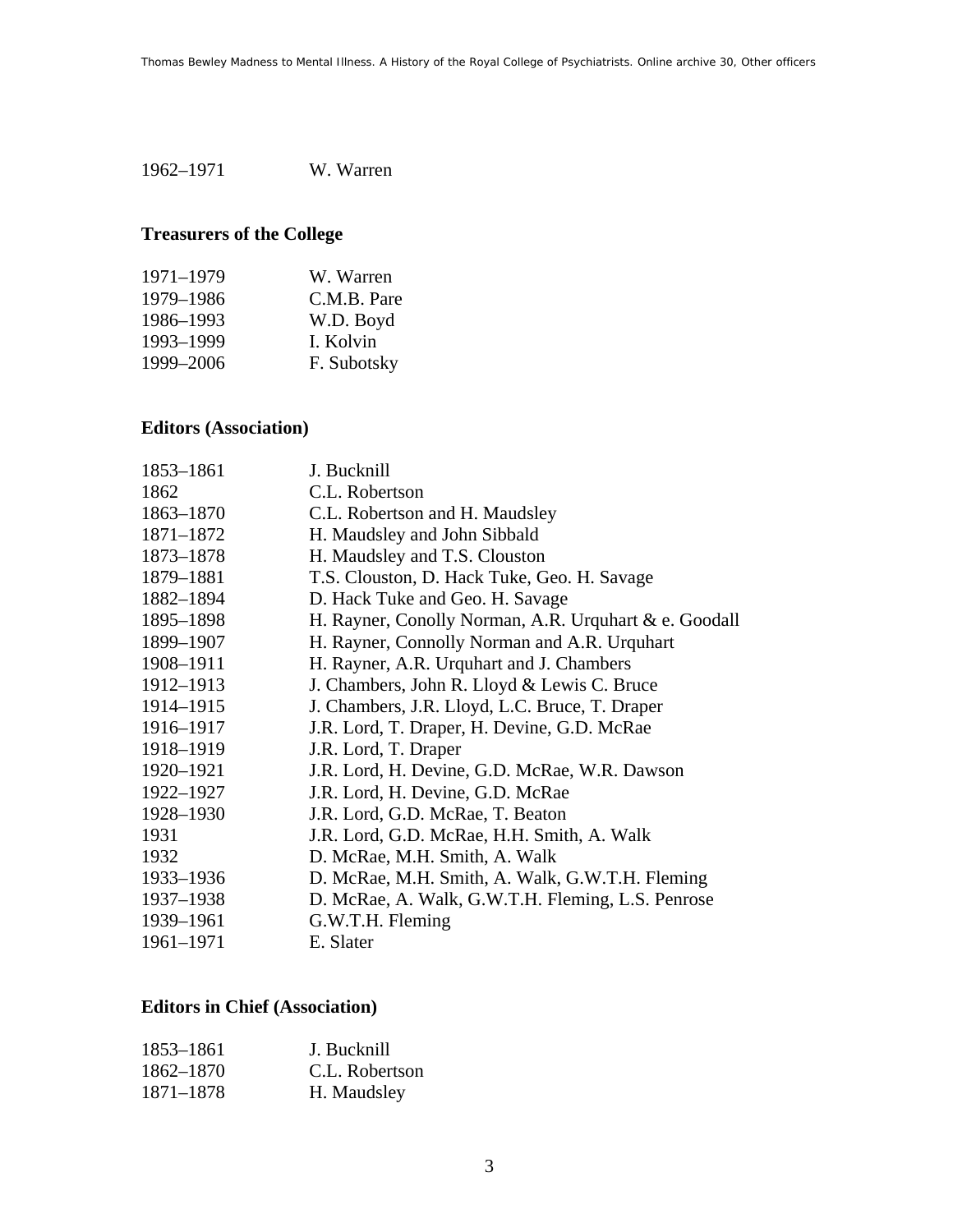| | |
|---|---|
| 1962–1971 | W. Warren |

## Treasurers of the College

| | |
|---|---|
| 1971–1979 | W. Warren |
| 1979–1986 | C.M.B. Pare |
| 1986–1993 | W.D. Boyd |
| 1993–1999 | I. Kolvin |
| 1999–2006 | F. Subotsky |

## Editors (Association)

| | |
|---|---|
| 1853–1861 | J. Bucknill |
| 1862 | C.L. Robertson |
| 1863–1870 | C.L. Robertson and H. Maudsley |
| 1871–1872 | H. Maudsley and John Sibbald |
| 1873–1878 | H. Maudsley and T.S. Clouston |
| 1879–1881 | T.S. Clouston, D. Hack Tuke, Geo. H. Savage |
| 1882–1894 | D. Hack Tuke and Geo. H. Savage |
| 1895–1898 | H. Rayner, Conolly Norman, A.R. Urquhart & e. Goodall |
| 1899–1907 | H. Rayner, Connolly Norman and A.R. Urquhart |
| 1908–1911 | H. Rayner, A.R. Urquhart and J. Chambers |
| 1912–1913 | J. Chambers, John R. Lloyd & Lewis C. Bruce |
| 1914–1915 | J. Chambers, J.R. Lloyd, L.C. Bruce, T. Draper |
| 1916–1917 | J.R. Lord, T. Draper, H. Devine, G.D. McRae |
| 1918–1919 | J.R. Lord, T. Draper |
| 1920–1921 | J.R. Lord, H. Devine, G.D. McRae, W.R. Dawson |
| 1922–1927 | J.R. Lord, H. Devine, G.D. McRae |
| 1928–1930 | J.R. Lord, G.D. McRae, T. Beaton |
| 1931 | J.R. Lord, G.D. McRae, H.H. Smith, A. Walk |
| 1932 | D. McRae, M.H. Smith, A. Walk |
| 1933–1936 | D. McRae, M.H. Smith, A. Walk, G.W.T.H. Fleming |
| 1937–1938 | D. McRae, A. Walk, G.W.T.H. Fleming, L.S. Penrose |
| 1939–1961 | G.W.T.H. Fleming |
| 1961–1971 | E. Slater |

## Editors in Chief (Association)

| | |
|---|---|
| 1853–1861 | J. Bucknill |
| 1862–1870 | C.L. Robertson |
| 1871–1878 | H. Maudsley |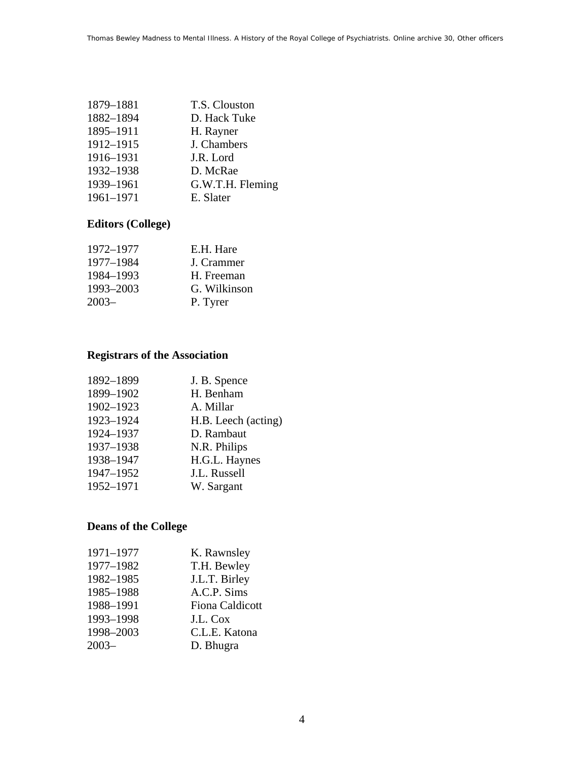| | |
|---|---|
| 1879–1881 | T.S. Clouston |
| 1882–1894 | D. Hack Tuke |
| 1895–1911 | H. Rayner |
| 1912–1915 | J. Chambers |
| 1916–1931 | J.R. Lord |
| 1932–1938 | D. McRae |
| 1939–1961 | G.W.T.H. Fleming |
| 1961–1971 | E. Slater |

## Editors (College)

| | |
|---|---|
| 1972–1977 | E.H. Hare |
| 1977–1984 | J. Crammer |
| 1984–1993 | H. Freeman |
| 1993–2003 | G. Wilkinson |
| 2003– | P. Tyrer |

## Registrars of the Association

| | |
|---|---|
| 1892–1899 | J. B. Spence |
| 1899–1902 | H. Benham |
| 1902–1923 | A. Millar |
| 1923–1924 | H.B. Leech (acting) |
| 1924–1937 | D. Rambaut |
| 1937–1938 | N.R. Philips |
| 1938–1947 | H.G.L. Haynes |
| 1947–1952 | J.L. Russell |
| 1952–1971 | W. Sargant |

## Deans of the College

| | |
|---|---|
| 1971–1977 | K. Rawnsley |
| 1977–1982 | T.H. Bewley |
| 1982–1985 | J.L.T. Birley |
| 1985–1988 | A.C.P. Sims |
| 1988–1991 | Fiona Caldicott |
| 1993–1998 | J.L. Cox |
| 1998–2003 | C.L.E. Katona |
| 2003– | D. Bhugra |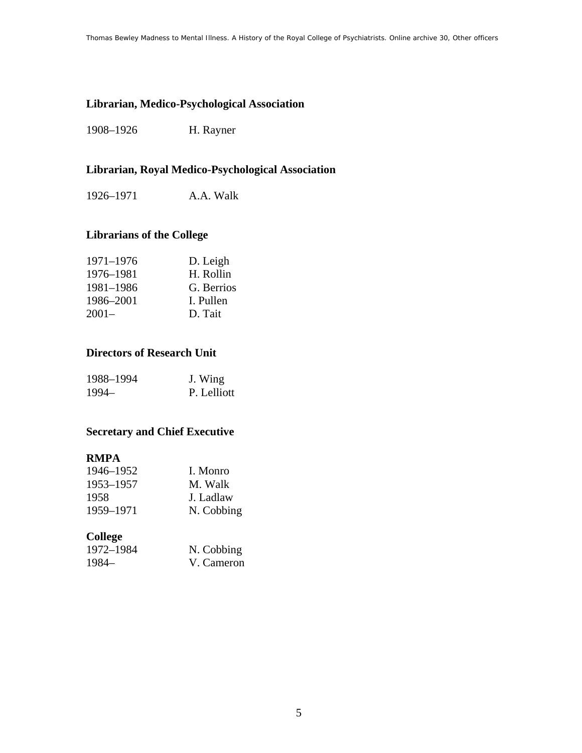### Librarian, Medico-Psychological Association

| | |
|---|---|
| 1908–1926 | H. Rayner |

### Librarian, Royal Medico-Psychological Association

| | |
|---|---|
| 1926–1971 | A.A. Walk |

### Librarians of the College

| | |
|---|---|
| 1971–1976 | D. Leigh |
| 1976–1981 | H. Rollin |
| 1981–1986 | G. Berrios |
| 1986–2001 | I. Pullen |
| 2001– | D. Tait |

### Directors of Research Unit

| | |
|---|---|
| 1988–1994 | J. Wing |
| 1994– | P. Lelliott |

### Secretary and Chief Executive

**RMPA**

| | |
|---|---|
| 1946–1952 | I. Monro |
| 1953–1957 | M. Walk |
| 1958 | J. Ladlaw |
| 1959–1971 | N. Cobbing |

**College**

| | |
|---|---|
| 1972–1984 | N. Cobbing |
| 1984– | V. Cameron |